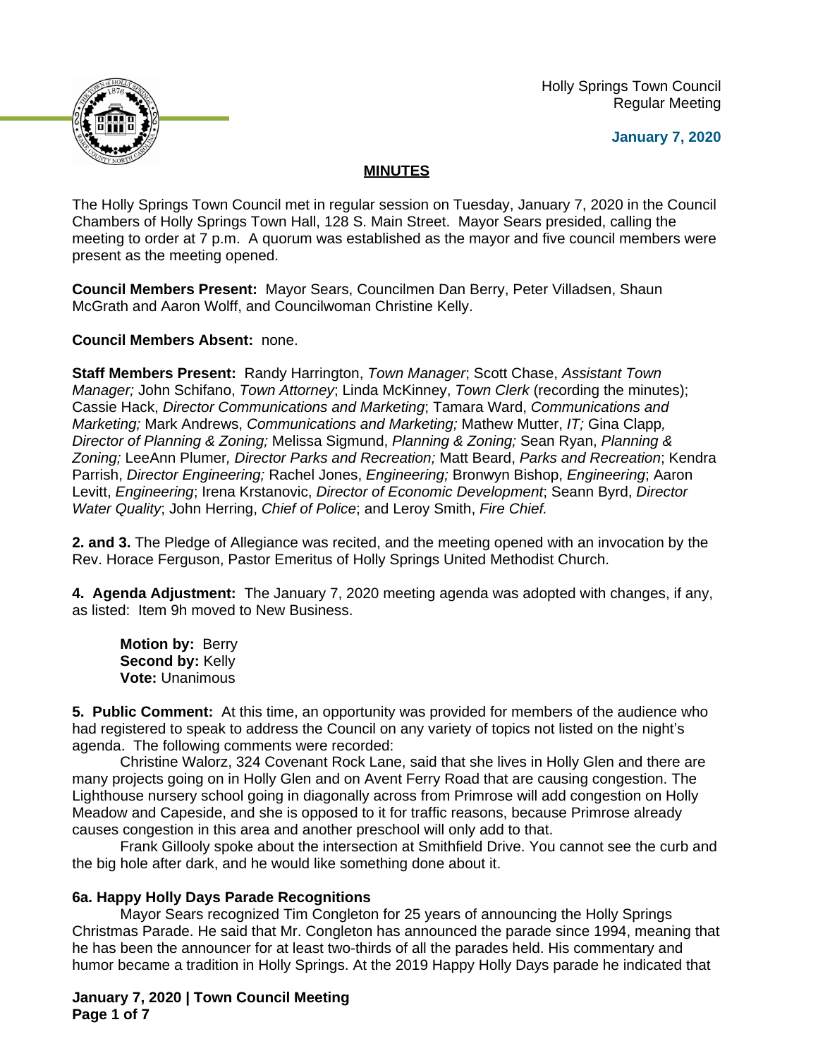Holly Springs Town Council
Regular Meeting

**January 7, 2020**

## MINUTES

The Holly Springs Town Council met in regular session on Tuesday, January 7, 2020 in the Council Chambers of Holly Springs Town Hall, 128 S. Main Street. Mayor Sears presided, calling the meeting to order at 7 p.m. A quorum was established as the mayor and five council members were present as the meeting opened.

**Council Members Present:** Mayor Sears, Councilmen Dan Berry, Peter Villadsen, Shaun McGrath and Aaron Wolff, and Councilwoman Christine Kelly.

**Council Members Absent:** none.

**Staff Members Present:** Randy Harrington, *Town Manager*; Scott Chase, *Assistant Town Manager;* John Schifano, *Town Attorney*; Linda McKinney, *Town Clerk* (recording the minutes); Cassie Hack, *Director Communications and Marketing*; Tamara Ward, *Communications and Marketing;* Mark Andrews, *Communications and Marketing;* Mathew Mutter, *IT;* Gina Clapp*, Director of Planning & Zoning;* Melissa Sigmund, *Planning & Zoning;* Sean Ryan, *Planning & Zoning;* LeeAnn Plumer*, Director Parks and Recreation;* Matt Beard, *Parks and Recreation*; Kendra Parrish, *Director Engineering;* Rachel Jones, *Engineering;* Bronwyn Bishop, *Engineering*; Aaron Levitt, *Engineering*; Irena Krstanovic, *Director of Economic Development*; Seann Byrd, *Director Water Quality*; John Herring, *Chief of Police*; and Leroy Smith, *Fire Chief.*

**2. and 3.** The Pledge of Allegiance was recited, and the meeting opened with an invocation by the Rev. Horace Ferguson, Pastor Emeritus of Holly Springs United Methodist Church.

**4. Agenda Adjustment:** The January 7, 2020 meeting agenda was adopted with changes, if any, as listed: Item 9h moved to New Business.

> **Motion by:** Berry
> **Second by:** Kelly
> **Vote:** Unanimous

**5. Public Comment:** At this time, an opportunity was provided for members of the audience who had registered to speak to address the Council on any variety of topics not listed on the night's agenda. The following comments were recorded:

Christine Walorz, 324 Covenant Rock Lane, said that she lives in Holly Glen and there are many projects going on in Holly Glen and on Avent Ferry Road that are causing congestion. The Lighthouse nursery school going in diagonally across from Primrose will add congestion on Holly Meadow and Capeside, and she is opposed to it for traffic reasons, because Primrose already causes congestion in this area and another preschool will only add to that.

Frank Gillooly spoke about the intersection at Smithfield Drive. You cannot see the curb and the big hole after dark, and he would like something done about it.

**6a. Happy Holly Days Parade Recognitions**

Mayor Sears recognized Tim Congleton for 25 years of announcing the Holly Springs Christmas Parade. He said that Mr. Congleton has announced the parade since 1994, meaning that he has been the announcer for at least two-thirds of all the parades held. His commentary and humor became a tradition in Holly Springs. At the 2019 Happy Holly Days parade he indicated that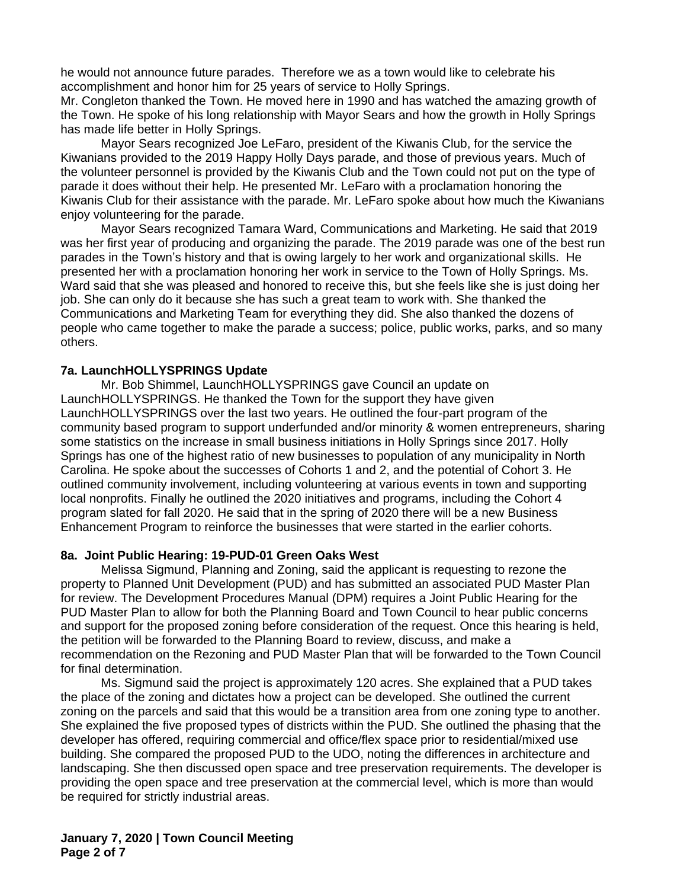he would not announce future parades. Therefore we as a town would like to celebrate his accomplishment and honor him for 25 years of service to Holly Springs.
Mr. Congleton thanked the Town. He moved here in 1990 and has watched the amazing growth of the Town. He spoke of his long relationship with Mayor Sears and how the growth in Holly Springs has made life better in Holly Springs.

Mayor Sears recognized Joe LeFaro, president of the Kiwanis Club, for the service the Kiwanians provided to the 2019 Happy Holly Days parade, and those of previous years. Much of the volunteer personnel is provided by the Kiwanis Club and the Town could not put on the type of parade it does without their help. He presented Mr. LeFaro with a proclamation honoring the Kiwanis Club for their assistance with the parade. Mr. LeFaro spoke about how much the Kiwanians enjoy volunteering for the parade.

Mayor Sears recognized Tamara Ward, Communications and Marketing. He said that 2019 was her first year of producing and organizing the parade. The 2019 parade was one of the best run parades in the Town's history and that is owing largely to her work and organizational skills. He presented her with a proclamation honoring her work in service to the Town of Holly Springs. Ms. Ward said that she was pleased and honored to receive this, but she feels like she is just doing her job. She can only do it because she has such a great team to work with. She thanked the Communications and Marketing Team for everything they did. She also thanked the dozens of people who came together to make the parade a success; police, public works, parks, and so many others.

**7a. LaunchHOLLYSPRINGS Update**

Mr. Bob Shimmel, LaunchHOLLYSPRINGS gave Council an update on LaunchHOLLYSPRINGS. He thanked the Town for the support they have given LaunchHOLLYSPRINGS over the last two years. He outlined the four-part program of the community based program to support underfunded and/or minority & women entrepreneurs, sharing some statistics on the increase in small business initiations in Holly Springs since 2017. Holly Springs has one of the highest ratio of new businesses to population of any municipality in North Carolina. He spoke about the successes of Cohorts 1 and 2, and the potential of Cohort 3. He outlined community involvement, including volunteering at various events in town and supporting local nonprofits. Finally he outlined the 2020 initiatives and programs, including the Cohort 4 program slated for fall 2020. He said that in the spring of 2020 there will be a new Business Enhancement Program to reinforce the businesses that were started in the earlier cohorts.

**8a. Joint Public Hearing: 19-PUD-01 Green Oaks West**

Melissa Sigmund, Planning and Zoning, said the applicant is requesting to rezone the property to Planned Unit Development (PUD) and has submitted an associated PUD Master Plan for review. The Development Procedures Manual (DPM) requires a Joint Public Hearing for the PUD Master Plan to allow for both the Planning Board and Town Council to hear public concerns and support for the proposed zoning before consideration of the request. Once this hearing is held, the petition will be forwarded to the Planning Board to review, discuss, and make a recommendation on the Rezoning and PUD Master Plan that will be forwarded to the Town Council for final determination.

Ms. Sigmund said the project is approximately 120 acres. She explained that a PUD takes the place of the zoning and dictates how a project can be developed. She outlined the current zoning on the parcels and said that this would be a transition area from one zoning type to another. She explained the five proposed types of districts within the PUD. She outlined the phasing that the developer has offered, requiring commercial and office/flex space prior to residential/mixed use building. She compared the proposed PUD to the UDO, noting the differences in architecture and landscaping. She then discussed open space and tree preservation requirements. The developer is providing the open space and tree preservation at the commercial level, which is more than would be required for strictly industrial areas.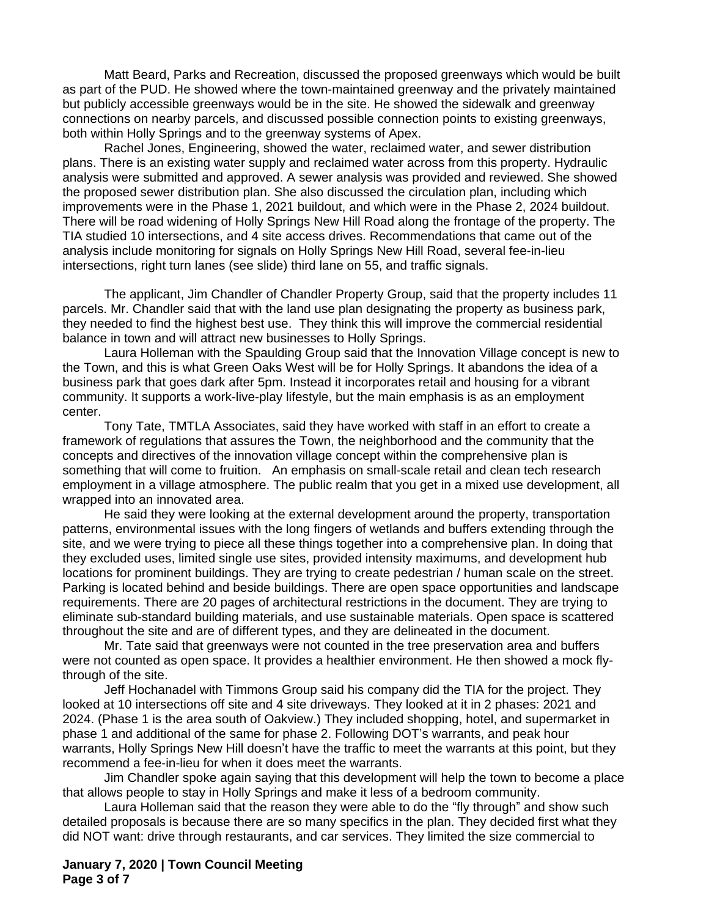Matt Beard, Parks and Recreation, discussed the proposed greenways which would be built as part of the PUD. He showed where the town-maintained greenway and the privately maintained but publicly accessible greenways would be in the site. He showed the sidewalk and greenway connections on nearby parcels, and discussed possible connection points to existing greenways, both within Holly Springs and to the greenway systems of Apex.

Rachel Jones, Engineering, showed the water, reclaimed water, and sewer distribution plans. There is an existing water supply and reclaimed water across from this property. Hydraulic analysis were submitted and approved. A sewer analysis was provided and reviewed. She showed the proposed sewer distribution plan. She also discussed the circulation plan, including which improvements were in the Phase 1, 2021 buildout, and which were in the Phase 2, 2024 buildout. There will be road widening of Holly Springs New Hill Road along the frontage of the property. The TIA studied 10 intersections, and 4 site access drives. Recommendations that came out of the analysis include monitoring for signals on Holly Springs New Hill Road, several fee-in-lieu intersections, right turn lanes (see slide) third lane on 55, and traffic signals.

The applicant, Jim Chandler of Chandler Property Group, said that the property includes 11 parcels. Mr. Chandler said that with the land use plan designating the property as business park, they needed to find the highest best use. They think this will improve the commercial residential balance in town and will attract new businesses to Holly Springs.

Laura Holleman with the Spaulding Group said that the Innovation Village concept is new to the Town, and this is what Green Oaks West will be for Holly Springs. It abandons the idea of a business park that goes dark after 5pm. Instead it incorporates retail and housing for a vibrant community. It supports a work-live-play lifestyle, but the main emphasis is as an employment center.

Tony Tate, TMTLA Associates, said they have worked with staff in an effort to create a framework of regulations that assures the Town, the neighborhood and the community that the concepts and directives of the innovation village concept within the comprehensive plan is something that will come to fruition. An emphasis on small-scale retail and clean tech research employment in a village atmosphere. The public realm that you get in a mixed use development, all wrapped into an innovated area.

He said they were looking at the external development around the property, transportation patterns, environmental issues with the long fingers of wetlands and buffers extending through the site, and we were trying to piece all these things together into a comprehensive plan. In doing that they excluded uses, limited single use sites, provided intensity maximums, and development hub locations for prominent buildings. They are trying to create pedestrian / human scale on the street. Parking is located behind and beside buildings. There are open space opportunities and landscape requirements. There are 20 pages of architectural restrictions in the document. They are trying to eliminate sub-standard building materials, and use sustainable materials. Open space is scattered throughout the site and are of different types, and they are delineated in the document.

Mr. Tate said that greenways were not counted in the tree preservation area and buffers were not counted as open space. It provides a healthier environment. He then showed a mock fly-through of the site.

Jeff Hochanadel with Timmons Group said his company did the TIA for the project. They looked at 10 intersections off site and 4 site driveways. They looked at it in 2 phases: 2021 and 2024. (Phase 1 is the area south of Oakview.) They included shopping, hotel, and supermarket in phase 1 and additional of the same for phase 2. Following DOT's warrants, and peak hour warrants, Holly Springs New Hill doesn't have the traffic to meet the warrants at this point, but they recommend a fee-in-lieu for when it does meet the warrants.

Jim Chandler spoke again saying that this development will help the town to become a place that allows people to stay in Holly Springs and make it less of a bedroom community.

Laura Holleman said that the reason they were able to do the "fly through" and show such detailed proposals is because there are so many specifics in the plan. They decided first what they did NOT want: drive through restaurants, and car services. They limited the size commercial to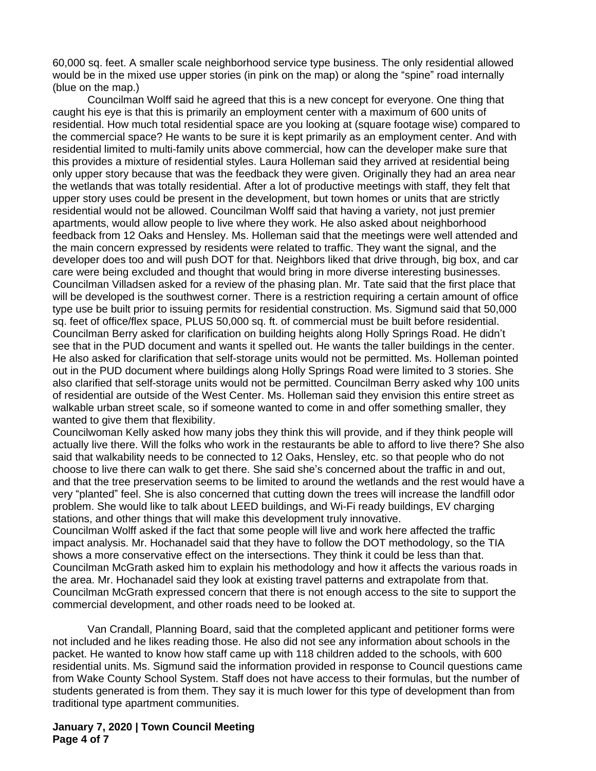60,000 sq. feet. A smaller scale neighborhood service type business. The only residential allowed would be in the mixed use upper stories (in pink on the map) or along the "spine" road internally (blue on the map.)

Councilman Wolff said he agreed that this is a new concept for everyone. One thing that caught his eye is that this is primarily an employment center with a maximum of 600 units of residential. How much total residential space are you looking at (square footage wise) compared to the commercial space? He wants to be sure it is kept primarily as an employment center. And with residential limited to multi-family units above commercial, how can the developer make sure that this provides a mixture of residential styles. Laura Holleman said they arrived at residential being only upper story because that was the feedback they were given. Originally they had an area near the wetlands that was totally residential. After a lot of productive meetings with staff, they felt that upper story uses could be present in the development, but town homes or units that are strictly residential would not be allowed. Councilman Wolff said that having a variety, not just premier apartments, would allow people to live where they work. He also asked about neighborhood feedback from 12 Oaks and Hensley. Ms. Holleman said that the meetings were well attended and the main concern expressed by residents were related to traffic. They want the signal, and the developer does too and will push DOT for that. Neighbors liked that drive through, big box, and car care were being excluded and thought that would bring in more diverse interesting businesses. Councilman Villadsen asked for a review of the phasing plan. Mr. Tate said that the first place that will be developed is the southwest corner. There is a restriction requiring a certain amount of office type use be built prior to issuing permits for residential construction. Ms. Sigmund said that 50,000 sq. feet of office/flex space, PLUS 50,000 sq. ft. of commercial must be built before residential. Councilman Berry asked for clarification on building heights along Holly Springs Road. He didn't see that in the PUD document and wants it spelled out. He wants the taller buildings in the center. He also asked for clarification that self-storage units would not be permitted. Ms. Holleman pointed out in the PUD document where buildings along Holly Springs Road were limited to 3 stories. She also clarified that self-storage units would not be permitted. Councilman Berry asked why 100 units of residential are outside of the West Center. Ms. Holleman said they envision this entire street as walkable urban street scale, so if someone wanted to come in and offer something smaller, they wanted to give them that flexibility.

Councilwoman Kelly asked how many jobs they think this will provide, and if they think people will actually live there. Will the folks who work in the restaurants be able to afford to live there? She also said that walkability needs to be connected to 12 Oaks, Hensley, etc. so that people who do not choose to live there can walk to get there. She said she's concerned about the traffic in and out, and that the tree preservation seems to be limited to around the wetlands and the rest would have a very "planted" feel. She is also concerned that cutting down the trees will increase the landfill odor problem. She would like to talk about LEED buildings, and Wi-Fi ready buildings, EV charging stations, and other things that will make this development truly innovative.

Councilman Wolff asked if the fact that some people will live and work here affected the traffic impact analysis. Mr. Hochanadel said that they have to follow the DOT methodology, so the TIA shows a more conservative effect on the intersections. They think it could be less than that. Councilman McGrath asked him to explain his methodology and how it affects the various roads in the area. Mr. Hochanadel said they look at existing travel patterns and extrapolate from that. Councilman McGrath expressed concern that there is not enough access to the site to support the commercial development, and other roads need to be looked at.

Van Crandall, Planning Board, said that the completed applicant and petitioner forms were not included and he likes reading those. He also did not see any information about schools in the packet. He wanted to know how staff came up with 118 children added to the schools, with 600 residential units. Ms. Sigmund said the information provided in response to Council questions came from Wake County School System. Staff does not have access to their formulas, but the number of students generated is from them. They say it is much lower for this type of development than from traditional type apartment communities.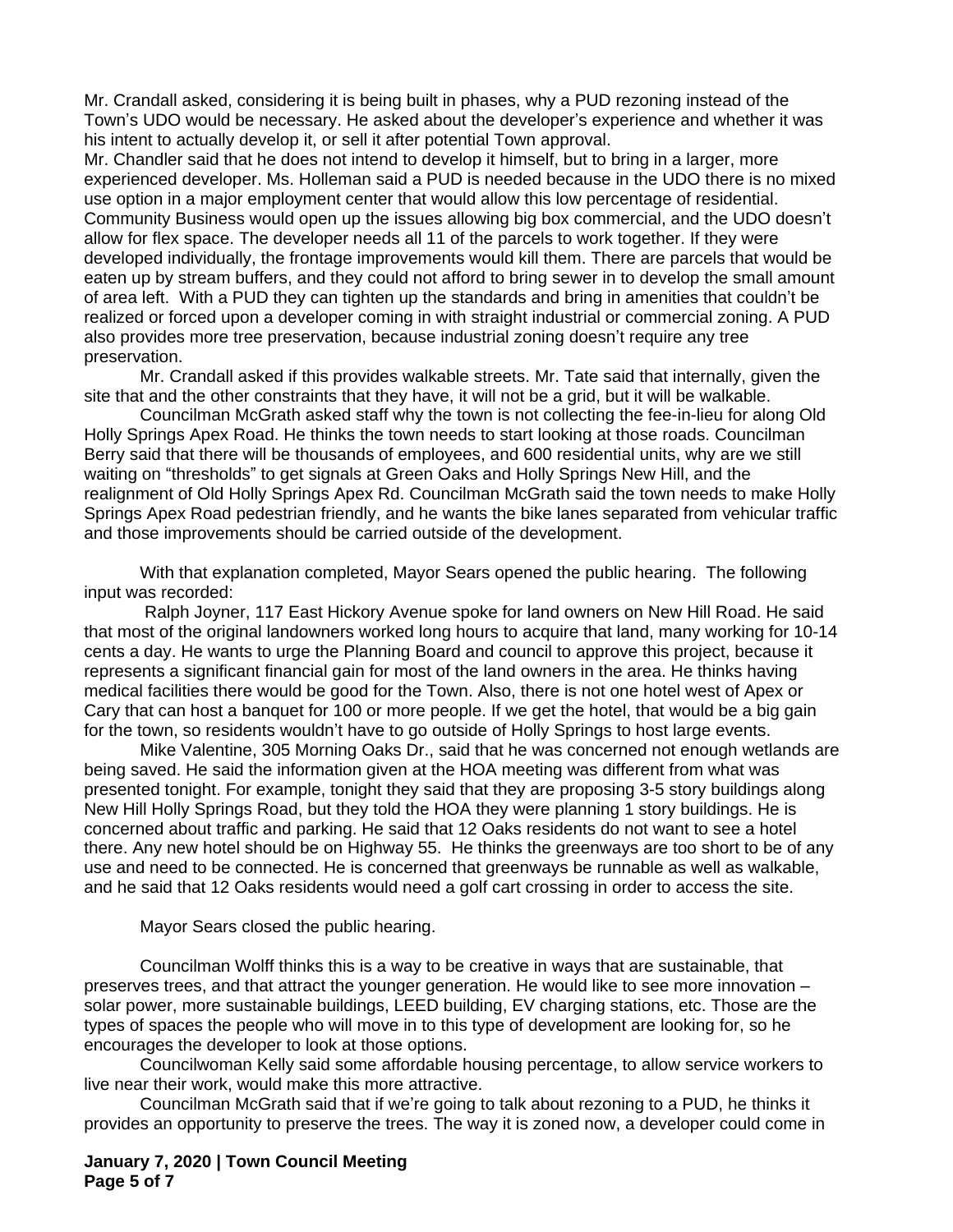Mr. Crandall asked, considering it is being built in phases, why a PUD rezoning instead of the Town's UDO would be necessary. He asked about the developer's experience and whether it was his intent to actually develop it, or sell it after potential Town approval.

Mr. Chandler said that he does not intend to develop it himself, but to bring in a larger, more experienced developer. Ms. Holleman said a PUD is needed because in the UDO there is no mixed use option in a major employment center that would allow this low percentage of residential. Community Business would open up the issues allowing big box commercial, and the UDO doesn't allow for flex space. The developer needs all 11 of the parcels to work together. If they were developed individually, the frontage improvements would kill them. There are parcels that would be eaten up by stream buffers, and they could not afford to bring sewer in to develop the small amount of area left. With a PUD they can tighten up the standards and bring in amenities that couldn't be realized or forced upon a developer coming in with straight industrial or commercial zoning. A PUD also provides more tree preservation, because industrial zoning doesn't require any tree preservation.

Mr. Crandall asked if this provides walkable streets. Mr. Tate said that internally, given the site that and the other constraints that they have, it will not be a grid, but it will be walkable.

Councilman McGrath asked staff why the town is not collecting the fee-in-lieu for along Old Holly Springs Apex Road. He thinks the town needs to start looking at those roads. Councilman Berry said that there will be thousands of employees, and 600 residential units, why are we still waiting on "thresholds" to get signals at Green Oaks and Holly Springs New Hill, and the realignment of Old Holly Springs Apex Rd. Councilman McGrath said the town needs to make Holly Springs Apex Road pedestrian friendly, and he wants the bike lanes separated from vehicular traffic and those improvements should be carried outside of the development.

With that explanation completed, Mayor Sears opened the public hearing. The following input was recorded:

Ralph Joyner, 117 East Hickory Avenue spoke for land owners on New Hill Road. He said that most of the original landowners worked long hours to acquire that land, many working for 10-14 cents a day. He wants to urge the Planning Board and council to approve this project, because it represents a significant financial gain for most of the land owners in the area. He thinks having medical facilities there would be good for the Town. Also, there is not one hotel west of Apex or Cary that can host a banquet for 100 or more people. If we get the hotel, that would be a big gain for the town, so residents wouldn't have to go outside of Holly Springs to host large events.

Mike Valentine, 305 Morning Oaks Dr., said that he was concerned not enough wetlands are being saved. He said the information given at the HOA meeting was different from what was presented tonight. For example, tonight they said that they are proposing 3-5 story buildings along New Hill Holly Springs Road, but they told the HOA they were planning 1 story buildings. He is concerned about traffic and parking. He said that 12 Oaks residents do not want to see a hotel there. Any new hotel should be on Highway 55. He thinks the greenways are too short to be of any use and need to be connected. He is concerned that greenways be runnable as well as walkable, and he said that 12 Oaks residents would need a golf cart crossing in order to access the site.

Mayor Sears closed the public hearing.

Councilman Wolff thinks this is a way to be creative in ways that are sustainable, that preserves trees, and that attract the younger generation. He would like to see more innovation – solar power, more sustainable buildings, LEED building, EV charging stations, etc. Those are the types of spaces the people who will move in to this type of development are looking for, so he encourages the developer to look at those options.

Councilwoman Kelly said some affordable housing percentage, to allow service workers to live near their work, would make this more attractive.

Councilman McGrath said that if we're going to talk about rezoning to a PUD, he thinks it provides an opportunity to preserve the trees. The way it is zoned now, a developer could come in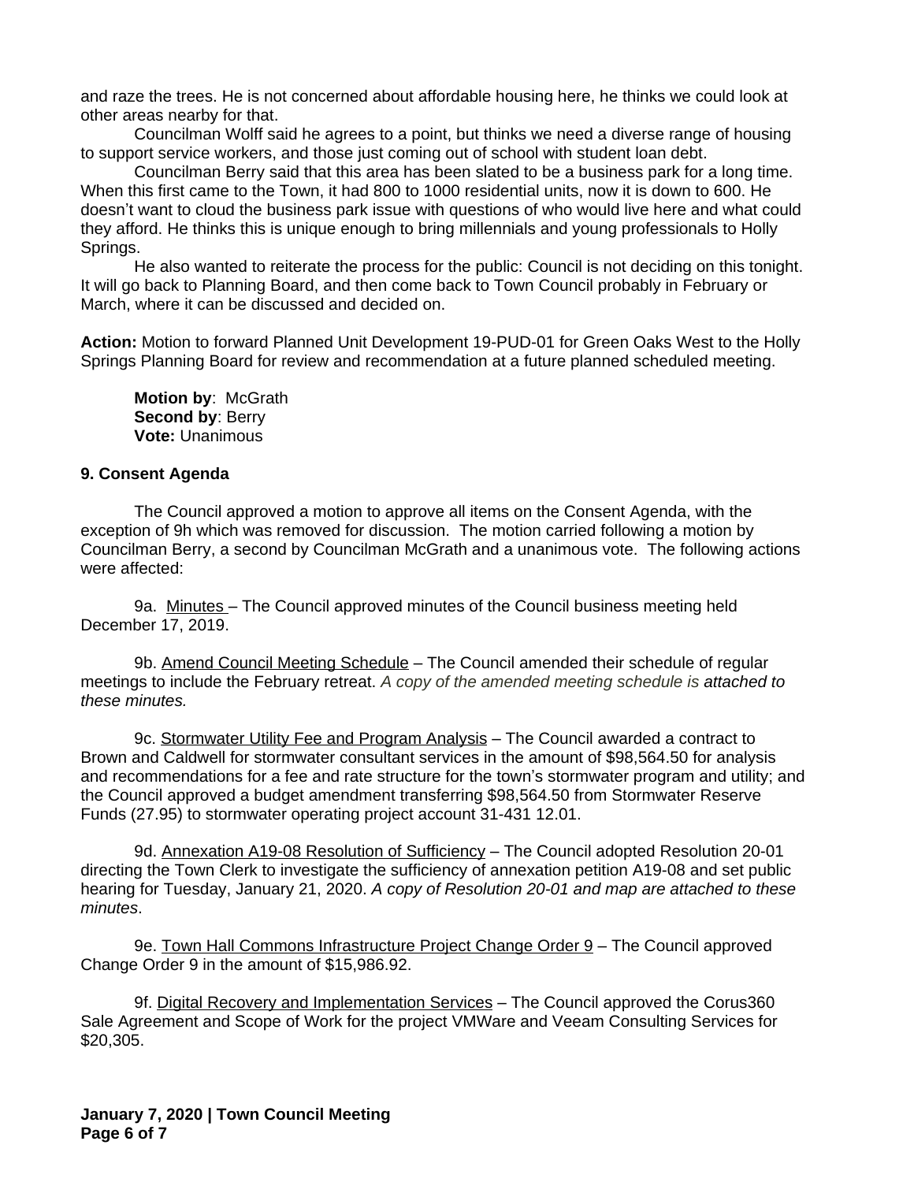and raze the trees. He is not concerned about affordable housing here, he thinks we could look at other areas nearby for that.

Councilman Wolff said he agrees to a point, but thinks we need a diverse range of housing to support service workers, and those just coming out of school with student loan debt.

Councilman Berry said that this area has been slated to be a business park for a long time. When this first came to the Town, it had 800 to 1000 residential units, now it is down to 600. He doesn't want to cloud the business park issue with questions of who would live here and what could they afford. He thinks this is unique enough to bring millennials and young professionals to Holly Springs.

He also wanted to reiterate the process for the public: Council is not deciding on this tonight. It will go back to Planning Board, and then come back to Town Council probably in February or March, where it can be discussed and decided on.

**Action:** Motion to forward Planned Unit Development 19-PUD-01 for Green Oaks West to the Holly Springs Planning Board for review and recommendation at a future planned scheduled meeting.

**Motion by**: McGrath
**Second by**: Berry
**Vote:** Unanimous

**9. Consent Agenda**

The Council approved a motion to approve all items on the Consent Agenda, with the exception of 9h which was removed for discussion. The motion carried following a motion by Councilman Berry, a second by Councilman McGrath and a unanimous vote. The following actions were affected:

9a. Minutes – The Council approved minutes of the Council business meeting held December 17, 2019.

9b. Amend Council Meeting Schedule – The Council amended their schedule of regular meetings to include the February retreat. *A copy of the amended meeting schedule is attached to these minutes.*

9c. Stormwater Utility Fee and Program Analysis – The Council awarded a contract to Brown and Caldwell for stormwater consultant services in the amount of $98,564.50 for analysis and recommendations for a fee and rate structure for the town's stormwater program and utility; and the Council approved a budget amendment transferring $98,564.50 from Stormwater Reserve Funds (27.95) to stormwater operating project account 31-431 12.01.

9d. Annexation A19-08 Resolution of Sufficiency – The Council adopted Resolution 20-01 directing the Town Clerk to investigate the sufficiency of annexation petition A19-08 and set public hearing for Tuesday, January 21, 2020. *A copy of Resolution 20-01 and map are attached to these minutes*.

9e. Town Hall Commons Infrastructure Project Change Order 9 – The Council approved Change Order 9 in the amount of $15,986.92.

9f. Digital Recovery and Implementation Services – The Council approved the Corus360 Sale Agreement and Scope of Work for the project VMWare and Veeam Consulting Services for $20,305.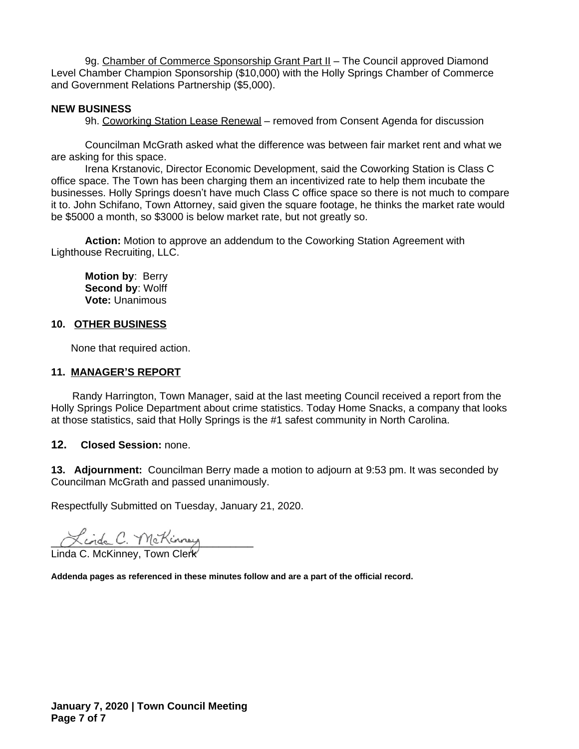9g. Chamber of Commerce Sponsorship Grant Part II – The Council approved Diamond Level Chamber Champion Sponsorship ($10,000) with the Holly Springs Chamber of Commerce and Government Relations Partnership ($5,000).

**NEW BUSINESS**

9h. Coworking Station Lease Renewal – removed from Consent Agenda for discussion

Councilman McGrath asked what the difference was between fair market rent and what we are asking for this space.

Irena Krstanovic, Director Economic Development, said the Coworking Station is Class C office space. The Town has been charging them an incentivized rate to help them incubate the businesses. Holly Springs doesn't have much Class C office space so there is not much to compare it to. John Schifano, Town Attorney, said given the square footage, he thinks the market rate would be $5000 a month, so $3000 is below market rate, but not greatly so.

**Action:** Motion to approve an addendum to the Coworking Station Agreement with Lighthouse Recruiting, LLC.

**Motion by**: Berry
**Second by**: Wolff
**Vote:** Unanimous

**10. OTHER BUSINESS**

None that required action.

**11. MANAGER'S REPORT**

Randy Harrington, Town Manager, said at the last meeting Council received a report from the Holly Springs Police Department about crime statistics. Today Home Snacks, a company that looks at those statistics, said that Holly Springs is the #1 safest community in North Carolina.

**12. Closed Session:** none.

**13. Adjournment:** Councilman Berry made a motion to adjourn at 9:53 pm. It was seconded by Councilman McGrath and passed unanimously.

Respectfully Submitted on Tuesday, January 21, 2020.

Linda C. McKinney

Linda C. McKinney, Town Clerk

**Addenda pages as referenced in these minutes follow and are a part of the official record.**